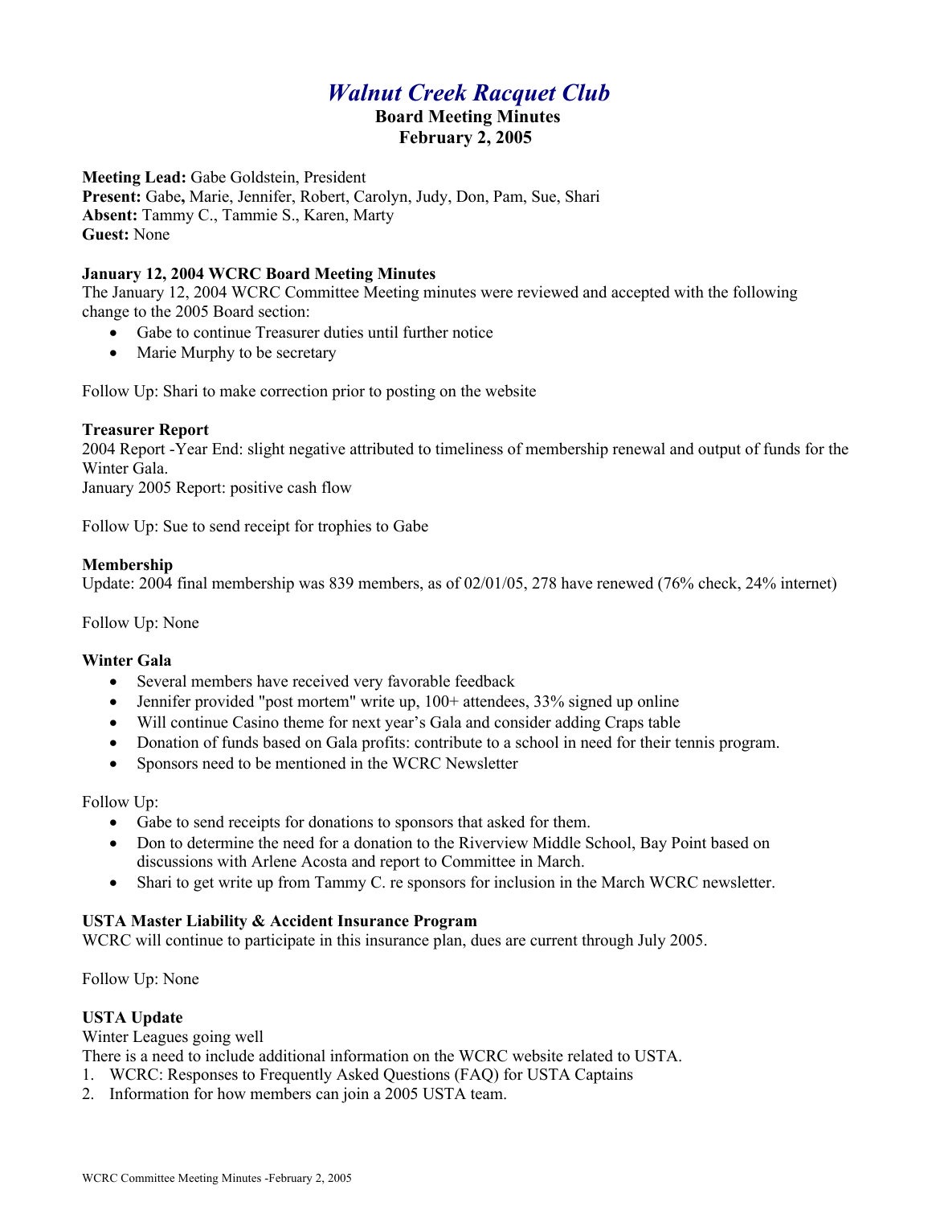# *Walnut Creek Racquet Club*

## Board Meeting Minutes
## February 2, 2005

**Meeting Lead:** Gabe Goldstein, President
**Present:** Gabe**,** Marie, Jennifer, Robert, Carolyn, Judy, Don, Pam, Sue, Shari
**Absent:** Tammy C., Tammie S., Karen, Marty
**Guest:** None

**January 12, 2004 WCRC Board Meeting Minutes**
The January 12, 2004 WCRC Committee Meeting minutes were reviewed and accepted with the following change to the 2005 Board section:

- Gabe to continue Treasurer duties until further notice
- Marie Murphy to be secretary

Follow Up: Shari to make correction prior to posting on the website

**Treasurer Report**
2004 Report -Year End: slight negative attributed to timeliness of membership renewal and output of funds for the Winter Gala.
January 2005 Report: positive cash flow

Follow Up: Sue to send receipt for trophies to Gabe

**Membership**
Update: 2004 final membership was 839 members, as of 02/01/05, 278 have renewed (76% check, 24% internet)

Follow Up: None

**Winter Gala**

- Several members have received very favorable feedback
- Jennifer provided "post mortem" write up, 100+ attendees, 33% signed up online
- Will continue Casino theme for next year's Gala and consider adding Craps table
- Donation of funds based on Gala profits: contribute to a school in need for their tennis program.
- Sponsors need to be mentioned in the WCRC Newsletter

Follow Up:

- Gabe to send receipts for donations to sponsors that asked for them.
- Don to determine the need for a donation to the Riverview Middle School, Bay Point based on discussions with Arlene Acosta and report to Committee in March.
- Shari to get write up from Tammy C. re sponsors for inclusion in the March WCRC newsletter.

**USTA Master Liability & Accident Insurance Program**
WCRC will continue to participate in this insurance plan, dues are current through July 2005.

Follow Up: None

**USTA Update**
Winter Leagues going well
There is a need to include additional information on the WCRC website related to USTA.

1. WCRC: Responses to Frequently Asked Questions (FAQ) for USTA Captains
2. Information for how members can join a 2005 USTA team.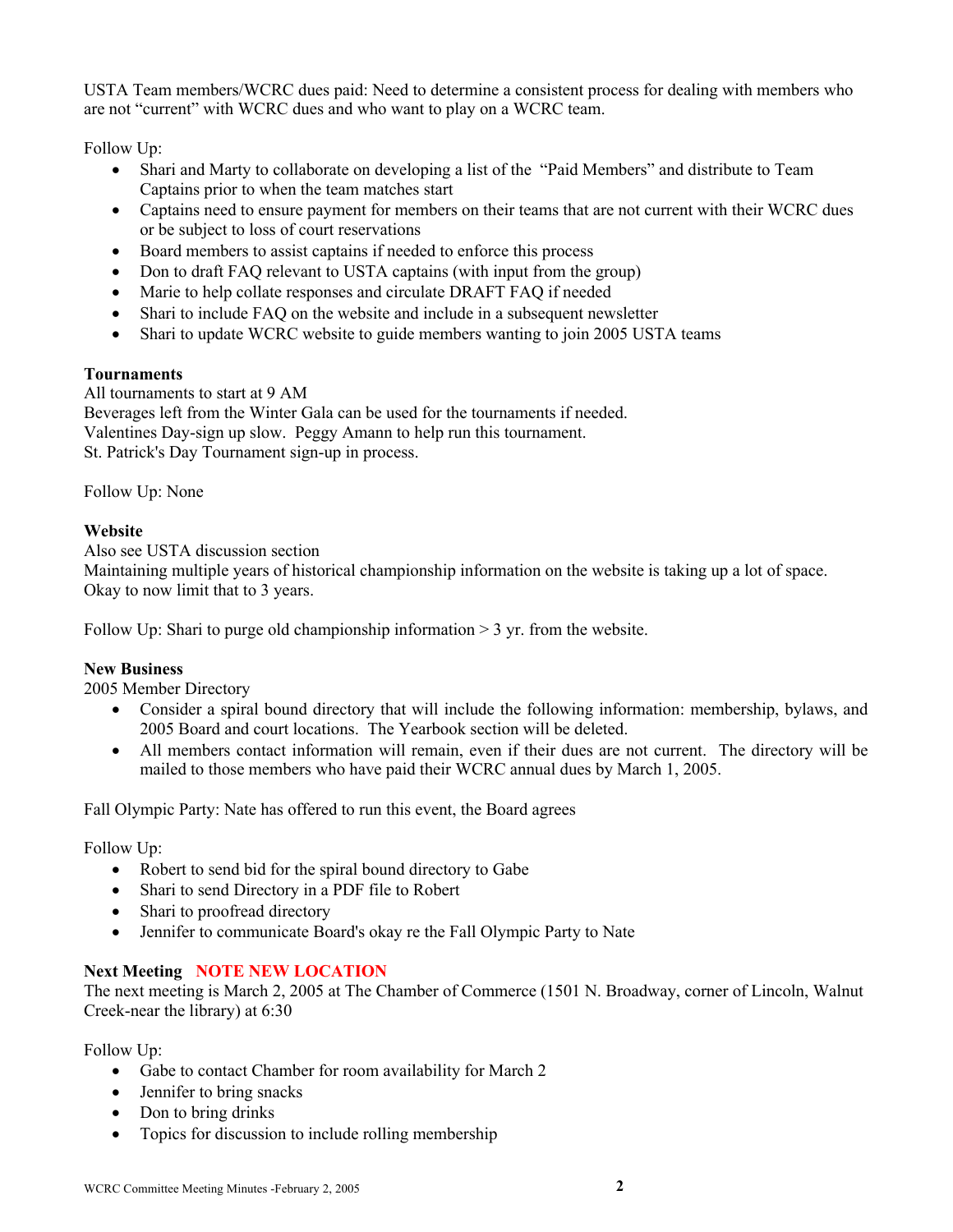USTA Team members/WCRC dues paid: Need to determine a consistent process for dealing with members who are not "current" with WCRC dues and who want to play on a WCRC team.

Follow Up:

- Shari and Marty to collaborate on developing a list of the "Paid Members" and distribute to Team Captains prior to when the team matches start
- Captains need to ensure payment for members on their teams that are not current with their WCRC dues or be subject to loss of court reservations
- Board members to assist captains if needed to enforce this process
- Don to draft FAQ relevant to USTA captains (with input from the group)
- Marie to help collate responses and circulate DRAFT FAQ if needed
- Shari to include FAQ on the website and include in a subsequent newsletter
- Shari to update WCRC website to guide members wanting to join 2005 USTA teams

**Tournaments**

All tournaments to start at 9 AM

Beverages left from the Winter Gala can be used for the tournaments if needed.

Valentines Day-sign up slow. Peggy Amann to help run this tournament.

St. Patrick's Day Tournament sign-up in process.

Follow Up: None

**Website**

Also see USTA discussion section

Maintaining multiple years of historical championship information on the website is taking up a lot of space. Okay to now limit that to 3 years.

Follow Up: Shari to purge old championship information > 3 yr. from the website.

**New Business**

2005 Member Directory

- Consider a spiral bound directory that will include the following information: membership, bylaws, and 2005 Board and court locations. The Yearbook section will be deleted.
- All members contact information will remain, even if their dues are not current. The directory will be mailed to those members who have paid their WCRC annual dues by March 1, 2005.

Fall Olympic Party: Nate has offered to run this event, the Board agrees

Follow Up:

- Robert to send bid for the spiral bound directory to Gabe
- Shari to send Directory in a PDF file to Robert
- Shari to proofread directory
- Jennifer to communicate Board's okay re the Fall Olympic Party to Nate

**Next Meeting** **NOTE NEW LOCATION**

The next meeting is March 2, 2005 at The Chamber of Commerce (1501 N. Broadway, corner of Lincoln, Walnut Creek-near the library) at 6:30

Follow Up:

- Gabe to contact Chamber for room availability for March 2
- Jennifer to bring snacks
- Don to bring drinks
- Topics for discussion to include rolling membership